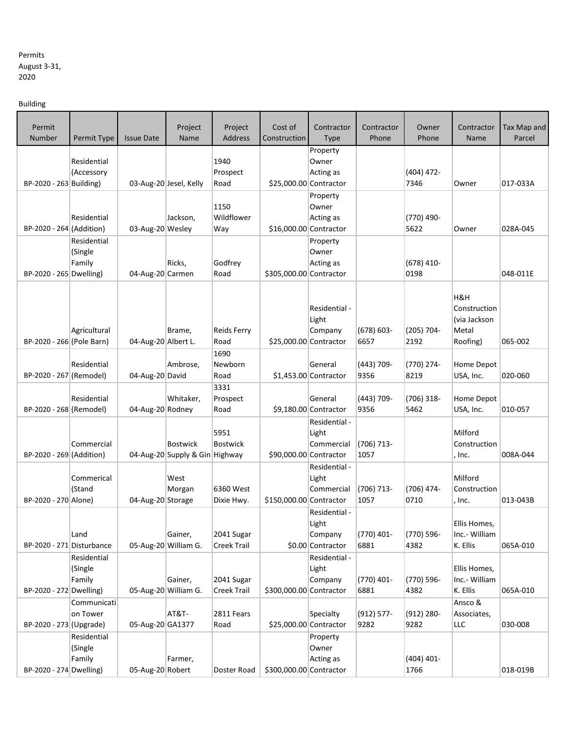Permits
August 3-31, 2020

Building

| Permit Number | Permit Type | Issue Date | Project Name | Project Address | Cost of Construction | Contractor Type | Contractor Phone | Owner Phone | Contractor Name | Tax Map and Parcel |
|---|---|---|---|---|---|---|---|---|---|---|
| BP-2020 - 263 | Residential (Accessory Building) | 03-Aug-20 | Jesel, Kelly | 1940 Prospect Road | $25,000.00 | Property Owner Acting as Contractor | | (404) 472-7346 | Owner | 017-033A |
| BP-2020 - 264 | Residential (Addition) | 03-Aug-20 | Jackson, Wesley | 1150 Wildflower Way | $16,000.00 | Property Owner Acting as Contractor | | (770) 490-5622 | Owner | 028A-045 |
| BP-2020 - 265 | Residential (Single Family Dwelling) | 04-Aug-20 | Ricks, Carmen | Godfrey Road | $305,000.00 | Property Owner Acting as Contractor | | (678) 410-0198 | | 048-011E |
| BP-2020 - 266 | Agricultural (Pole Barn) | 04-Aug-20 | Brame, Albert L. | Reids Ferry Road | $25,000.00 | Residential - Light Company Contractor | (678) 603-6657 | (205) 704-2192 | H&H Construction (via Jackson Metal Roofing) | 065-002 |
| BP-2020 - 267 | Residential (Remodel) | 04-Aug-20 | Ambrose, David | 1690 Newborn Road | $1,453.00 | General Contractor | (443) 709-9356 | (770) 274-8219 | Home Depot USA, Inc. | 020-060 |
| BP-2020 - 268 | Residential (Remodel) | 04-Aug-20 | Whitaker, Rodney | 3331 Prospect Road | $9,180.00 | General Contractor | (443) 709-9356 | (706) 318-5462 | Home Depot USA, Inc. | 010-057 |
| BP-2020 - 269 | Commercial (Addition) | 04-Aug-20 | Bostwick Supply & Gin | 5951 Bostwick Highway | $90,000.00 | Residential - Light Commercial Contractor | (706) 713-1057 | | Milford Construction, Inc. | 008A-044 |
| BP-2020 - 270 | Commerical (Stand Alone) | 04-Aug-20 | West Morgan Storage | 6360 West Dixie Hwy. | $150,000.00 | Residential - Light Commercial Contractor | (706) 713-1057 | (706) 474-0710 | Milford Construction, Inc. | 013-043B |
| BP-2020 - 271 | Land Disturbance | 05-Aug-20 | Gainer, William G. | 2041 Sugar Creek Trail | $0.00 | Residential - Light Company Contractor | (770) 401-6881 | (770) 596-4382 | Ellis Homes, Inc.- William K. Ellis | 065A-010 |
| BP-2020 - 272 | Residential (Single Family Dwelling) | 05-Aug-20 | Gainer, William G. | 2041 Sugar Creek Trail | $300,000.00 | Residential - Light Company Contractor | (770) 401-6881 | (770) 596-4382 | Ellis Homes, Inc.- William K. Ellis | 065A-010 |
| BP-2020 - 273 | Communication Tower (Upgrade) | 05-Aug-20 | AT&T-GA1377 | 2811 Fears Road | $25,000.00 | Specialty Contractor | (912) 577-9282 | (912) 280-9282 | Ansco & Associates, LLC | 030-008 |
| BP-2020 - 274 | Residential (Single Family Dwelling) | 05-Aug-20 | Farmer, Robert | Doster Road | $300,000.00 | Property Owner Acting as Contractor | | (404) 401-1766 | | 018-019B |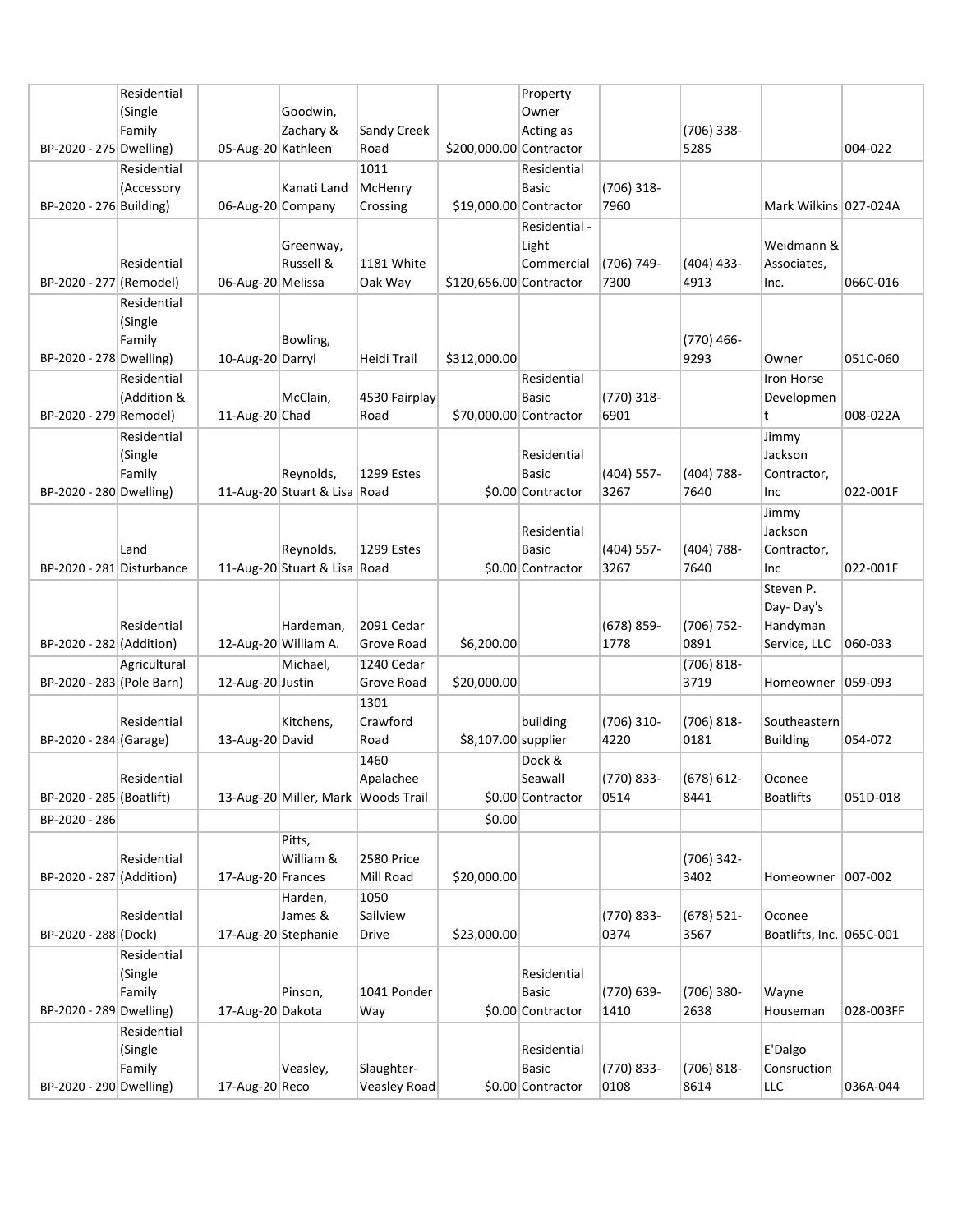| | | | | | | | | | | |
|---|---|---|---|---|---|---|---|---|---|---|
| BP-2020 - 275 | Residential (Single Family Dwelling) | 05-Aug-20 | Goodwin, Zachary & Kathleen | Sandy Creek Road | $200,000.00 | Property Owner Acting as Contractor | | (706) 338-5285 | | 004-022 |
| BP-2020 - 276 | Residential (Accessory Building) | 06-Aug-20 | Kanati Land Company | 1011 McHenry Crossing | $19,000.00 | Residential Basic Contractor | (706) 318-7960 | | Mark Wilkins | 027-024A |
| BP-2020 - 277 | Residential (Remodel) | 06-Aug-20 | Greenway, Russell & Melissa | 1181 White Oak Way | $120,656.00 | Residential - Light Commercial Contractor | (706) 749-7300 | (404) 433-4913 | Weidmann & Associates, Inc. | 066C-016 |
| BP-2020 - 278 | Residential (Single Family Dwelling) | 10-Aug-20 | Bowling, Darryl | Heidi Trail | $312,000.00 | | | (770) 466-9293 | Owner | 051C-060 |
| BP-2020 - 279 | Residential (Addition & Remodel) | 11-Aug-20 | McClain, Chad | 4530 Fairplay Road | $70,000.00 | Residential Basic Contractor | (770) 318-6901 | | Iron Horse Development | 008-022A |
| BP-2020 - 280 | Residential (Single Family Dwelling) | 11-Aug-20 | Reynolds, Stuart & Lisa | 1299 Estes Road | $0.00 | Residential Basic Contractor | (404) 557-3267 | (404) 788-7640 | Jimmy Jackson Contractor, Inc | 022-001F |
| BP-2020 - 281 | Land Disturbance | 11-Aug-20 | Reynolds, Stuart & Lisa | 1299 Estes Road | $0.00 | Residential Basic Contractor | (404) 557-3267 | (404) 788-7640 | Jimmy Jackson Contractor, Inc | 022-001F |
| BP-2020 - 282 | Residential (Addition) | 12-Aug-20 | Hardeman, William A. | 2091 Cedar Grove Road | $6,200.00 | | (678) 859-1778 | (706) 752-0891 | Steven P. Day- Day's Handyman Service, LLC | 060-033 |
| BP-2020 - 283 | Agricultural (Pole Barn) | 12-Aug-20 | Michael, Justin | 1240 Cedar Grove Road | $20,000.00 | | | (706) 818-3719 | Homeowner | 059-093 |
| BP-2020 - 284 | Residential (Garage) | 13-Aug-20 | Kitchens, David | 1301 Crawford Road | $8,107.00 | building supplier | (706) 310-4220 | (706) 818-0181 | Southeastern Building | 054-072 |
| BP-2020 - 285 | Residential (Boatlift) | 13-Aug-20 | Miller, Mark | 1460 Apalachee Woods Trail | $0.00 | Dock & Seawall Contractor | (770) 833-0514 | (678) 612-8441 | Oconee Boatlifts | 051D-018 |
| BP-2020 - 286 | | | | | $0.00 | | | | | |
| BP-2020 - 287 | Residential (Addition) | 17-Aug-20 | Pitts, William & Frances | 2580 Price Mill Road | $20,000.00 | | | (706) 342-3402 | Homeowner | 007-002 |
| BP-2020 - 288 | Residential (Dock) | 17-Aug-20 | Harden, James & Stephanie | 1050 Sailview Drive | $23,000.00 | | (770) 833-0374 | (678) 521-3567 | Oconee Boatlifts, Inc. | 065C-001 |
| BP-2020 - 289 | Residential (Single Family Dwelling) | 17-Aug-20 | Pinson, Dakota | 1041 Ponder Way | $0.00 | Residential Basic Contractor | (770) 639-1410 | (706) 380-2638 | Wayne Houseman | 028-003FF |
| BP-2020 - 290 | Residential (Single Family Dwelling) | 17-Aug-20 | Veasley, Reco | Slaughter-Veasley Road | $0.00 | Residential Basic Contractor | (770) 833-0108 | (706) 818-8614 | E'Dalgo Consruction LLC | 036A-044 |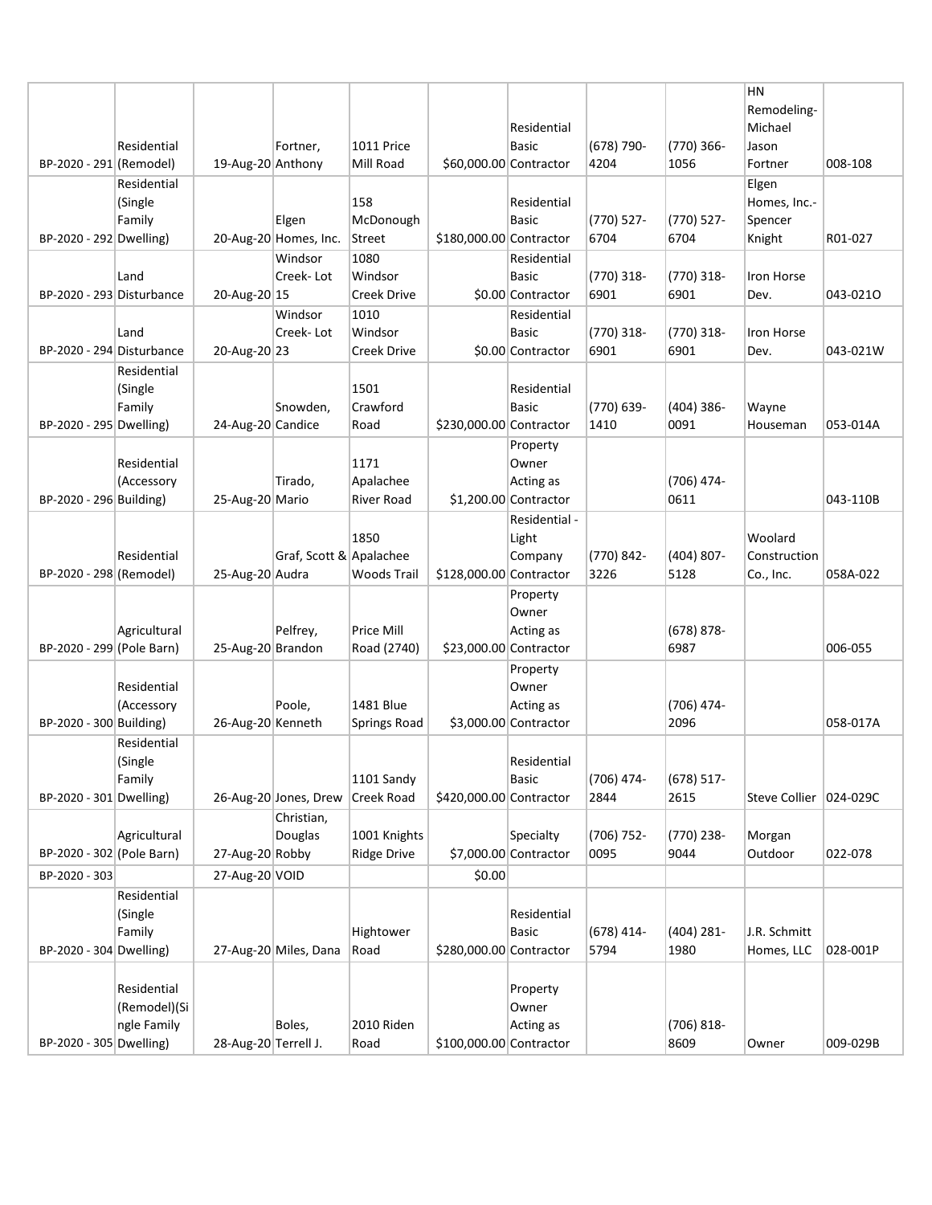| | | | | | | | | | | |
|---|---|---|---|---|---|---|---|---|---|---|
| BP-2020 - 291 | Residential (Remodel) | 19-Aug-20 | Fortner, Anthony | 1011 Price Mill Road | $60,000.00 | Residential Basic Contractor | (678) 790-4204 | (770) 366-1056 | HN Remodeling-Michael Jason Fortner | 008-108 |
| BP-2020 - 292 | Residential (Single Family Dwelling) | 20-Aug-20 | Elgen Homes, Inc. | 158 McDonough Street | $180,000.00 | Residential Basic Contractor | (770) 527-6704 | (770) 527-6704 | Elgen Homes, Inc.-Spencer Knight | R01-027 |
| BP-2020 - 293 | Land Disturbance | 20-Aug-20 | Windsor Creek- Lot 15 | 1080 Windsor Creek Drive | $0.00 | Residential Basic Contractor | (770) 318-6901 | (770) 318-6901 | Iron Horse Dev. | 043-021O |
| BP-2020 - 294 | Land Disturbance | 20-Aug-20 | Windsor Creek- Lot 23 | 1010 Windsor Creek Drive | $0.00 | Residential Basic Contractor | (770) 318-6901 | (770) 318-6901 | Iron Horse Dev. | 043-021W |
| BP-2020 - 295 | Residential (Single Family Dwelling) | 24-Aug-20 | Snowden, Candice | 1501 Crawford Road | $230,000.00 | Residential Basic Contractor | (770) 639-1410 | (404) 386-0091 | Wayne Houseman | 053-014A |
| BP-2020 - 296 | Residential (Accessory Building) | 25-Aug-20 | Tirado, Mario | 1171 Apalachee River Road | $1,200.00 | Property Owner Acting as Contractor | | (706) 474-0611 | | 043-110B |
| BP-2020 - 298 | Residential (Remodel) | 25-Aug-20 | Graf, Scott & Audra | 1850 Apalachee Woods Trail | $128,000.00 | Residential - Light Company Contractor | (770) 842-3226 | (404) 807-5128 | Woolard Construction Co., Inc. | 058A-022 |
| BP-2020 - 299 | Agricultural (Pole Barn) | 25-Aug-20 | Pelfrey, Brandon | Price Mill Road (2740) | $23,000.00 | Property Owner Acting as Contractor | | (678) 878-6987 | | 006-055 |
| BP-2020 - 300 | Residential (Accessory Building) | 26-Aug-20 | Poole, Kenneth | 1481 Blue Springs Road | $3,000.00 | Property Owner Acting as Contractor | | (706) 474-2096 | | 058-017A |
| BP-2020 - 301 | Residential (Single Family Dwelling) | 26-Aug-20 | Jones, Drew | 1101 Sandy Creek Road | $420,000.00 | Residential Basic Contractor | (706) 474-2844 | (678) 517-2615 | Steve Collier | 024-029C |
| BP-2020 - 302 | Agricultural (Pole Barn) | 27-Aug-20 | Christian, Douglas Robby | 1001 Knights Ridge Drive | $7,000.00 | Specialty Contractor | (706) 752-0095 | (770) 238-9044 | Morgan Outdoor | 022-078 |
| BP-2020 - 303 | | 27-Aug-20 | VOID | | $0.00 | | | | | |
| BP-2020 - 304 | Residential (Single Family Dwelling) | 27-Aug-20 | Miles, Dana | Hightower Road | $280,000.00 | Residential Basic Contractor | (678) 414-5794 | (404) 281-1980 | J.R. Schmitt Homes, LLC | 028-001P |
| BP-2020 - 305 | Residential (Remodel)(Single Family Dwelling) | 28-Aug-20 | Boles, Terrell J. | 2010 Riden Road | $100,000.00 | Property Owner Acting as Contractor | | (706) 818-8609 | Owner | 009-029B |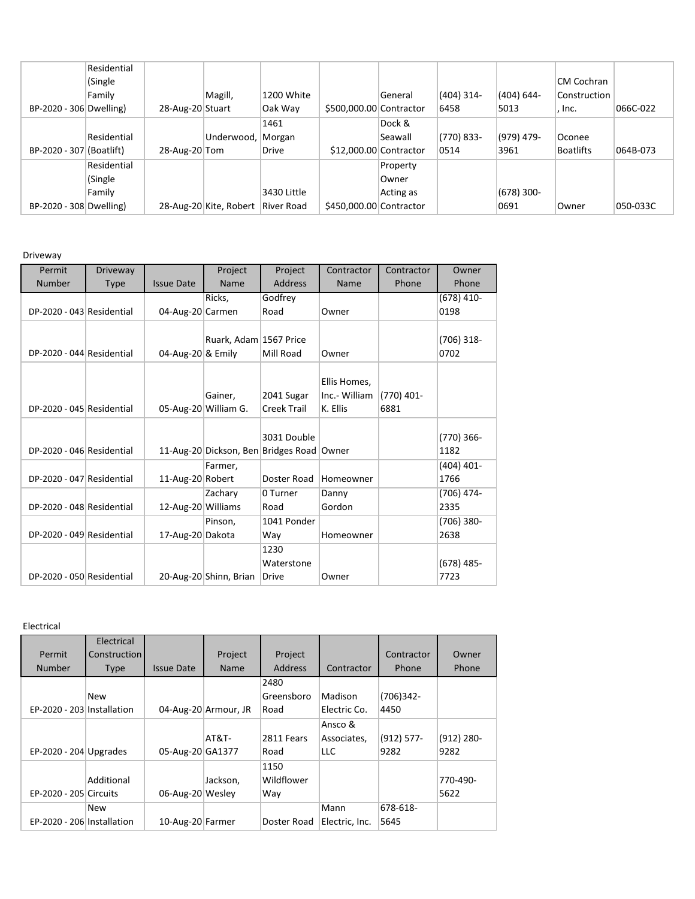| | | | | | | | | | | |
|---|---|---|---|---|---|---|---|---|---|---|
| BP-2020 - 306 | Residential (Single Family Dwelling) | 28-Aug-20 | Magill, Stuart | 1200 White Oak Way | $500,000.00 | General Contractor | (404) 314-6458 | (404) 644-5013 | CM Cochran Construction, Inc. | 066C-022 |
| BP-2020 - 307 | Residential (Boatlift) | 28-Aug-20 | Underwood, Tom | 1461 Morgan Drive | $12,000.00 | Dock & Seawall Contractor | (770) 833-0514 | (979) 479-3961 | Oconee Boatlifts | 064B-073 |
| BP-2020 - 308 | Residential (Single Family Dwelling) | 28-Aug-20 | Kite, Robert | 3430 Little River Road | $450,000.00 | Property Owner Acting as Contractor | | (678) 300-0691 | Owner | 050-033C |

Driveway

| Permit Number | Driveway Type | Issue Date | Project Name | Project Address | Contractor Name | Contractor Phone | Owner Phone |
|---|---|---|---|---|---|---|---|
| DP-2020 - 043 | Residential | 04-Aug-20 | Ricks, Carmen | Godfrey Road | Owner | | (678) 410-0198 |
| DP-2020 - 044 | Residential | 04-Aug-20 | Ruark, Adam & Emily | 1567 Price Mill Road | Owner | | (706) 318-0702 |
| DP-2020 - 045 | Residential | 05-Aug-20 | Gainer, William G. | 2041 Sugar Creek Trail | Ellis Homes, Inc.- William K. Ellis | (770) 401-6881 | |
| DP-2020 - 046 | Residential | 11-Aug-20 | Dickson, Ben | 3031 Double Bridges Road | Owner | | (770) 366-1182 |
| DP-2020 - 047 | Residential | 11-Aug-20 | Farmer, Robert | Doster Road | Homeowner | | (404) 401-1766 |
| DP-2020 - 048 | Residential | 12-Aug-20 | Zachary Williams | 0 Turner Road | Danny Gordon | | (706) 474-2335 |
| DP-2020 - 049 | Residential | 17-Aug-20 | Pinson, Dakota | 1041 Ponder Way | Homeowner | | (706) 380-2638 |
| DP-2020 - 050 | Residential | 20-Aug-20 | Shinn, Brian | 1230 Waterstone Drive | Owner | | (678) 485-7723 |

Electrical

| Permit Number | Electrical Construction Type | Issue Date | Project Name | Project Address | Contractor | Contractor Phone | Owner Phone |
|---|---|---|---|---|---|---|---|
| EP-2020 - 203 | New Installation | 04-Aug-20 | Armour, JR | 2480 Greensboro Road | Madison Electric Co. | (706)342-4450 | |
| EP-2020 - 204 | Upgrades | 05-Aug-20 | AT&T-GA1377 | 2811 Fears Road | Ansco & Associates, LLC | (912) 577-9282 | (912) 280-9282 |
| EP-2020 - 205 | Additional Circuits | 06-Aug-20 | Jackson, Wesley | 1150 Wildflower Way | | | 770-490-5622 |
| EP-2020 - 206 | New Installation | 10-Aug-20 | Farmer | Doster Road | Mann Electric, Inc. | 678-618-5645 | |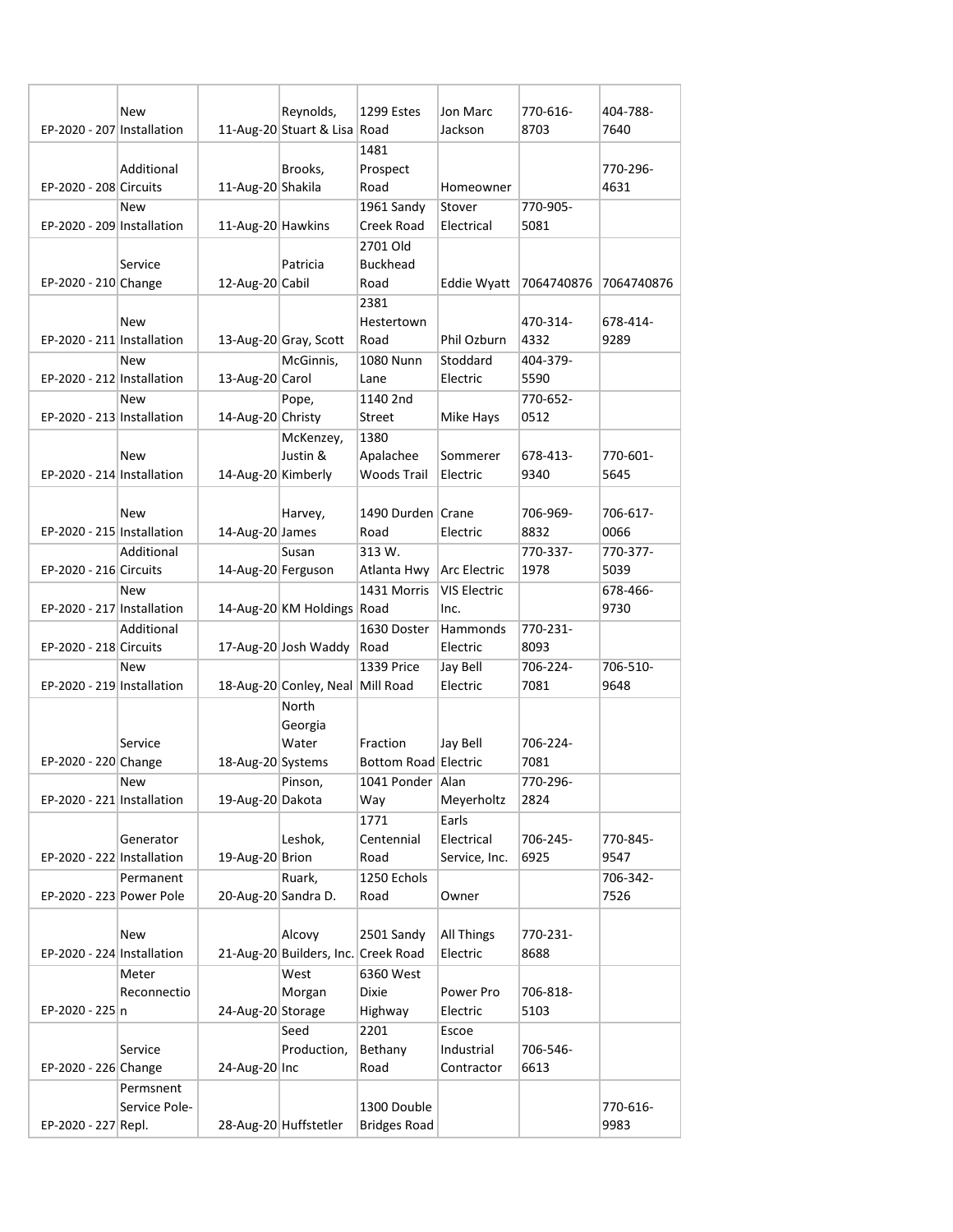| | | | | | | | |
|---|---|---|---|---|---|---|---|
| EP-2020 - 207 | New Installation | 11-Aug-20 | Reynolds, Stuart & Lisa | 1299 Estes Road | Jon Marc Jackson | 770-616-8703 | 404-788-7640 |
| EP-2020 - 208 | Additional Circuits | 11-Aug-20 | Brooks, Shakila | 1481 Prospect Road | Homeowner | | 770-296-4631 |
| EP-2020 - 209 | New Installation | 11-Aug-20 | Hawkins | 1961 Sandy Creek Road | Stover Electrical | 770-905-5081 | |
| EP-2020 - 210 | Service Change | 12-Aug-20 | Patricia Cabil | 2701 Old Buckhead Road | Eddie Wyatt | 7064740876 | 7064740876 |
| EP-2020 - 211 | New Installation | 13-Aug-20 | Gray, Scott | 2381 Hestertown Road | Phil Ozburn | 470-314-4332 | 678-414-9289 |
| EP-2020 - 212 | New Installation | 13-Aug-20 | McGinnis, Carol | 1080 Nunn Lane | Stoddard Electric | 404-379-5590 | |
| EP-2020 - 213 | New Installation | 14-Aug-20 | Pope, Christy | 1140 2nd Street | Mike Hays | 770-652-0512 | |
| EP-2020 - 214 | New Installation | 14-Aug-20 | McKenzey, Justin & Kimberly | 1380 Apalachee Woods Trail | Sommerer Electric | 678-413-9340 | 770-601-5645 |
| EP-2020 - 215 | New Installation | 14-Aug-20 | Harvey, James | 1490 Durden Road | Crane Electric | 706-969-8832 | 706-617-0066 |
| EP-2020 - 216 | Additional Circuits | 14-Aug-20 | Susan Ferguson | 313 W. Atlanta Hwy | Arc Electric | 770-337-1978 | 770-377-5039 |
| EP-2020 - 217 | New Installation | 14-Aug-20 | KM Holdings | 1431 Morris Road | VIS Electric Inc. | | 678-466-9730 |
| EP-2020 - 218 | Additional Circuits | 17-Aug-20 | Josh Waddy | 1630 Doster Road | Hammonds Electric | 770-231-8093 | |
| EP-2020 - 219 | New Installation | 18-Aug-20 | Conley, Neal | 1339 Price Mill Road | Jay Bell Electric | 706-224-7081 | 706-510-9648 |
| EP-2020 - 220 | Service Change | 18-Aug-20 | North Georgia Water Systems | Fraction Bottom Road | Jay Bell Electric | 706-224-7081 | |
| EP-2020 - 221 | New Installation | 19-Aug-20 | Pinson, Dakota | 1041 Ponder Way | Alan Meyerholtz | 770-296-2824 | |
| EP-2020 - 222 | Generator Installation | 19-Aug-20 | Leshok, Brion | 1771 Centennial Road | Earls Electrical Service, Inc. | 706-245-6925 | 770-845-9547 |
| EP-2020 - 223 | Permanent Power Pole | 20-Aug-20 | Ruark, Sandra D. | 1250 Echols Road | Owner | | 706-342-7526 |
| EP-2020 - 224 | New Installation | 21-Aug-20 | Alcovy Builders, Inc. | 2501 Sandy Creek Road | All Things Electric | 770-231-8688 | |
| EP-2020 - 225 | Meter Reconnection | 24-Aug-20 | West Morgan Storage | 6360 West Dixie Highway | Power Pro Electric | 706-818-5103 | |
| EP-2020 - 226 | Service Change | 24-Aug-20 | Seed Production, Inc | 2201 Bethany Road | Escoe Industrial Contractor | 706-546-6613 | |
| EP-2020 - 227 | Permsnent Service Pole-Repl. | 28-Aug-20 | Huffstetler | 1300 Double Bridges Road | | | 770-616-9983 |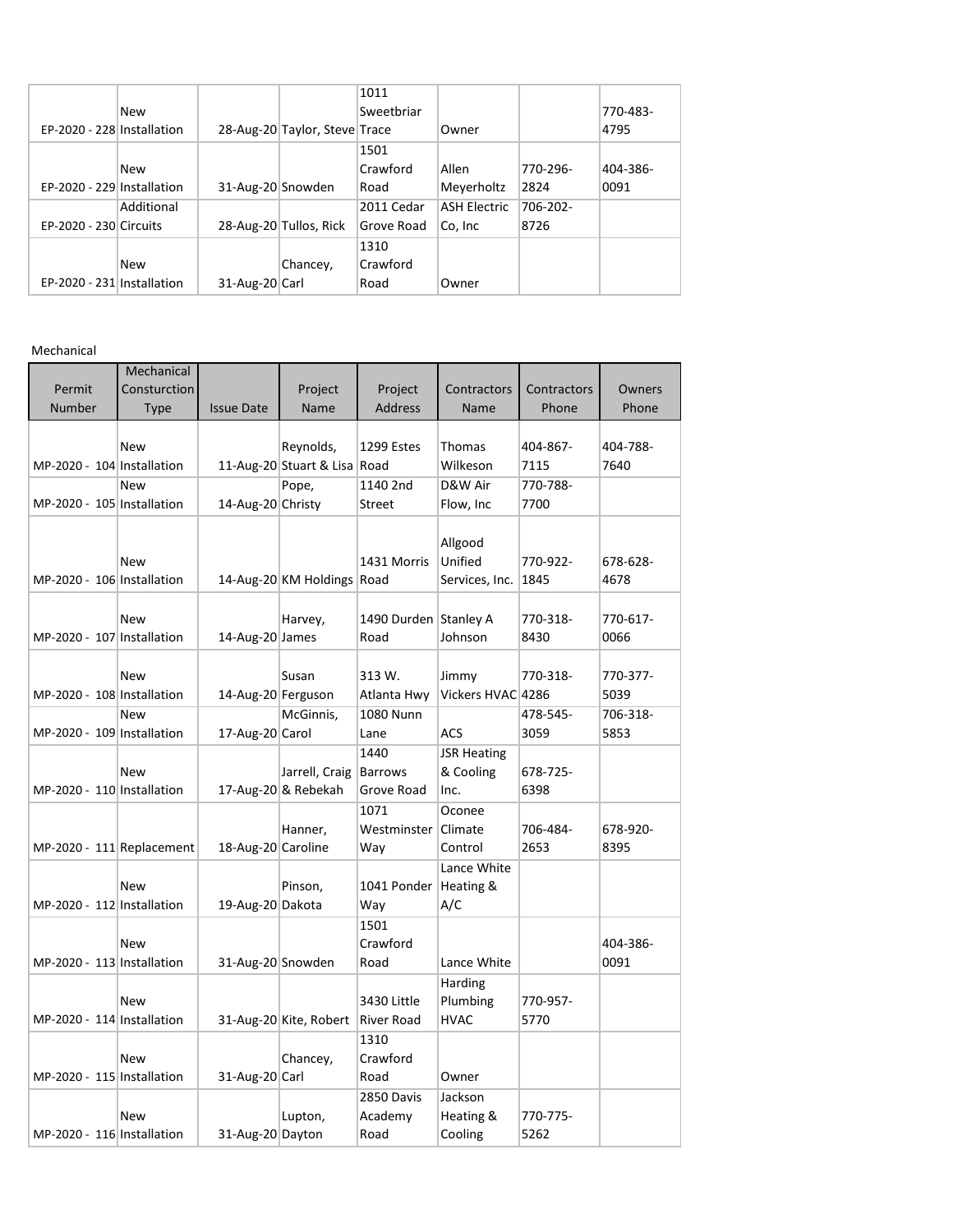| EP-2020 - 228 | New Installation | 28-Aug-20 | Taylor, Steve | 1011 Sweetbriar Trace | Owner | | 770-483-4795 |
|---|---|---|---|---|---|---|---|
| EP-2020 - 229 | New Installation | 31-Aug-20 | Snowden | 1501 Crawford Road | Allen Meyerholtz | 770-296-2824 | 404-386-0091 |
| EP-2020 - 230 | Additional Circuits | 28-Aug-20 | Tullos, Rick | 2011 Cedar Grove Road | ASH Electric Co, Inc | 706-202-8726 | |
| EP-2020 - 231 | New Installation | 31-Aug-20 | Chancey, Carl | 1310 Crawford Road | Owner | | |

Mechanical

| Permit Number | Mechanical Consturction Type | Issue Date | Project Name | Project Address | Contractors Name | Contractors Phone | Owners Phone |
|---|---|---|---|---|---|---|---|
| MP-2020 - 104 | New Installation | 11-Aug-20 | Reynolds, Stuart & Lisa | 1299 Estes Road | Thomas Wilkeson | 404-867-7115 | 404-788-7640 |
| MP-2020 - 105 | New Installation | 14-Aug-20 | Pope, Christy | 1140 2nd Street | D&W Air Flow, Inc | 770-788-7700 | |
| MP-2020 - 106 | New Installation | 14-Aug-20 | KM Holdings | 1431 Morris Road | Allgood Unified Services, Inc. | 770-922-1845 | 678-628-4678 |
| MP-2020 - 107 | New Installation | 14-Aug-20 | Harvey, James | 1490 Durden Road | Stanley A Johnson | 770-318-8430 | 770-617-0066 |
| MP-2020 - 108 | New Installation | 14-Aug-20 | Susan Ferguson | 313 W. Atlanta Hwy | Jimmy Vickers HVAC | 770-318-4286 | 770-377-5039 |
| MP-2020 - 109 | New Installation | 17-Aug-20 | McGinnis, Carol | 1080 Nunn Lane | ACS | 478-545-3059 | 706-318-5853 |
| MP-2020 - 110 | New Installation | 17-Aug-20 | Jarrell, Craig & Rebekah | 1440 Barrows Grove Road | JSR Heating & Cooling Inc. | 678-725-6398 | |
| MP-2020 - 111 | Replacement | 18-Aug-20 | Hanner, Caroline | 1071 Westminster Way | Oconee Climate Control | 706-484-2653 | 678-920-8395 |
| MP-2020 - 112 | New Installation | 19-Aug-20 | Pinson, Dakota | 1041 Ponder Way | Lance White Heating & A/C | | |
| MP-2020 - 113 | New Installation | 31-Aug-20 | Snowden | 1501 Crawford Road | Lance White | | 404-386-0091 |
| MP-2020 - 114 | New Installation | 31-Aug-20 | Kite, Robert | 3430 Little River Road | Harding Plumbing HVAC | 770-957-5770 | |
| MP-2020 - 115 | New Installation | 31-Aug-20 | Chancey, Carl | 1310 Crawford Road | Owner | | |
| MP-2020 - 116 | New Installation | 31-Aug-20 | Lupton, Dayton | 2850 Davis Academy Road | Jackson Heating & Cooling | 770-775-5262 | |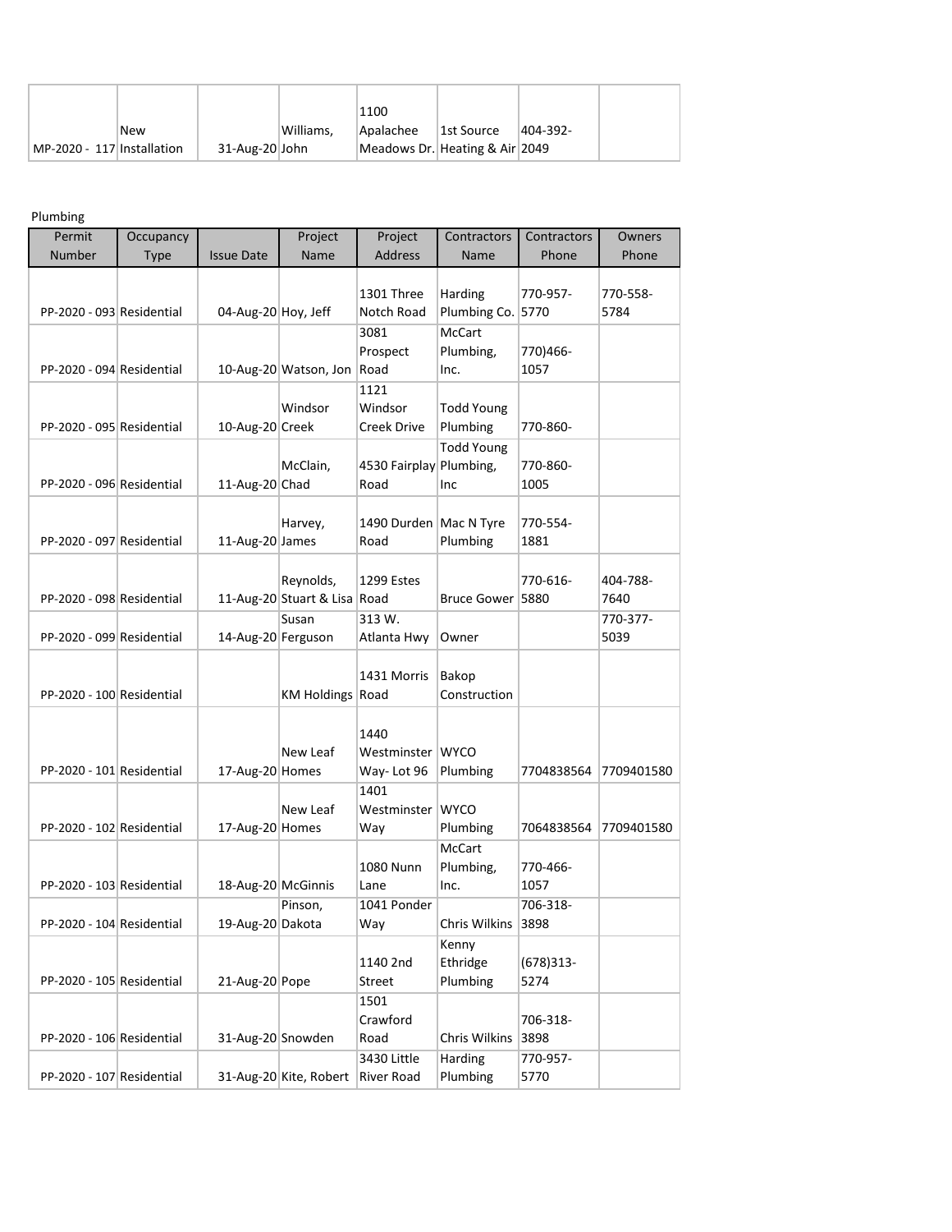| MP-2020 - 117 | New Installation | 31-Aug-20 | Williams, John | 1100 Apalachee Meadows Dr. | 1st Source Heating & Air | 404-392-2049 | |
|---|---|---|---|---|---|---|---|

Plumbing

| Permit Number | Occupancy Type | Issue Date | Project Name | Project Address | Contractors Name | Contractors Phone | Owners Phone |
|---|---|---|---|---|---|---|---|
| PP-2020 - 093 | Residential | 04-Aug-20 | Hoy, Jeff | 1301 Three Notch Road | Harding Plumbing Co. | 770-957-5770 | 770-558-5784 |
| PP-2020 - 094 | Residential | 10-Aug-20 | Watson, Jon | 3081 Prospect Road | McCart Plumbing, Inc. | 770)466-1057 | |
| PP-2020 - 095 | Residential | 10-Aug-20 | Windsor Creek | 1121 Windsor Creek Drive | Todd Young Plumbing | 770-860- | |
| PP-2020 - 096 | Residential | 11-Aug-20 | McClain, Chad | 4530 Fairplay Road | Todd Young Plumbing, Inc | 770-860-1005 | |
| PP-2020 - 097 | Residential | 11-Aug-20 | Harvey, James | 1490 Durden Road | Mac N Tyre Plumbing | 770-554-1881 | |
| PP-2020 - 098 | Residential | 11-Aug-20 | Reynolds, Stuart & Lisa | 1299 Estes Road | Bruce Gower | 770-616-5880 | 404-788-7640 |
| PP-2020 - 099 | Residential | 14-Aug-20 | Susan Ferguson | 313 W. Atlanta Hwy | Owner | | 770-377-5039 |
| PP-2020 - 100 | Residential | | KM Holdings | 1431 Morris Road | Bakop Construction | | |
| PP-2020 - 101 | Residential | 17-Aug-20 | New Leaf Homes | 1440 Westminster Way- Lot 96 | WYCO Plumbing | 7704838564 | 7709401580 |
| PP-2020 - 102 | Residential | 17-Aug-20 | New Leaf Homes | 1401 Westminster Way | WYCO Plumbing | 7064838564 | 7709401580 |
| PP-2020 - 103 | Residential | 18-Aug-20 | McGinnis | 1080 Nunn Lane | McCart Plumbing, Inc. | 770-466-1057 | |
| PP-2020 - 104 | Residential | 19-Aug-20 | Pinson, Dakota | 1041 Ponder Way | Chris Wilkins | 706-318-3898 | |
| PP-2020 - 105 | Residential | 21-Aug-20 | Pope | 1140 2nd Street | Kenny Ethridge Plumbing | (678)313-5274 | |
| PP-2020 - 106 | Residential | 31-Aug-20 | Snowden | 1501 Crawford Road | Chris Wilkins | 706-318-3898 | |
| PP-2020 - 107 | Residential | 31-Aug-20 | Kite, Robert | 3430 Little River Road | Harding Plumbing | 770-957-5770 | |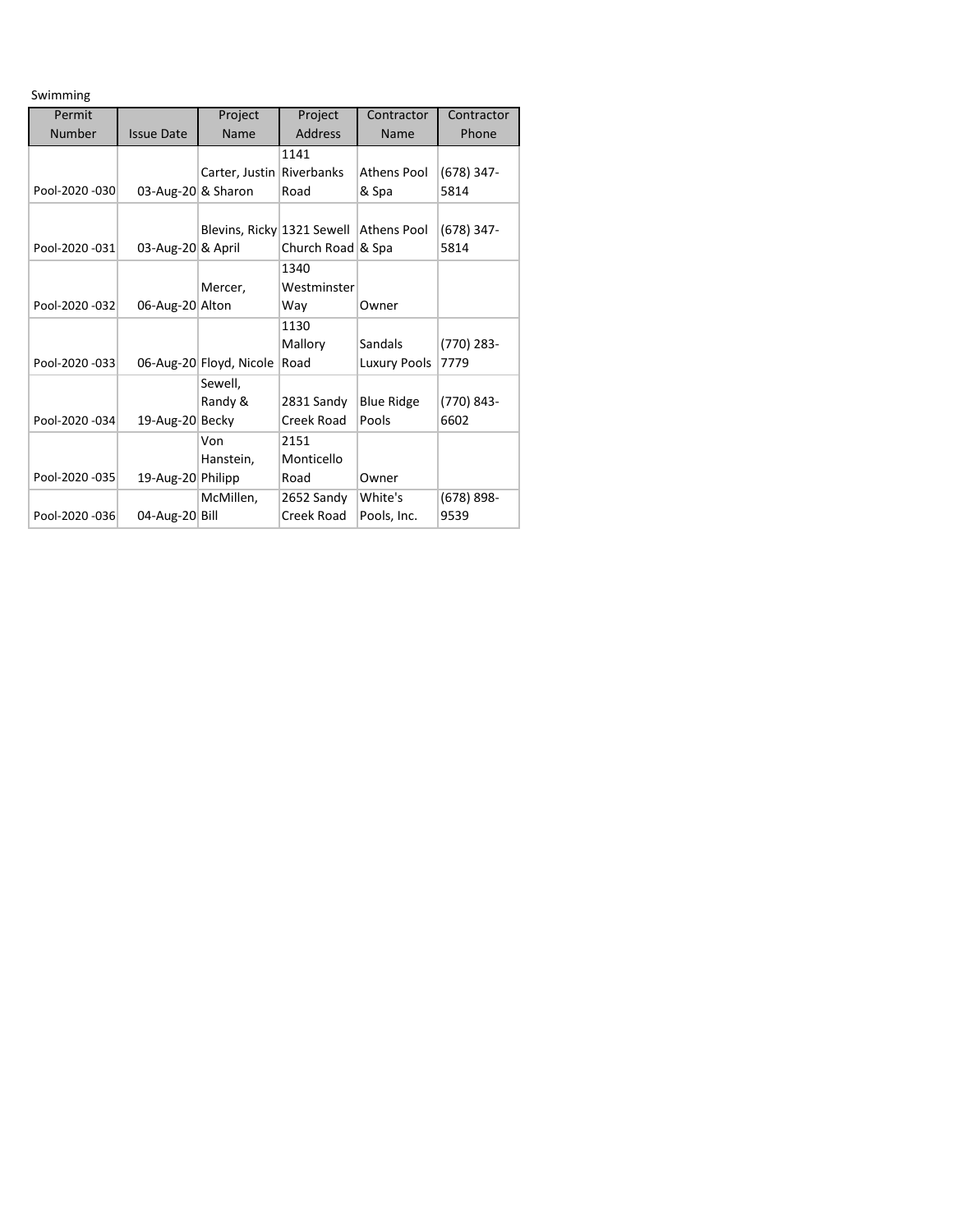Swimming

| Permit Number | Issue Date | Project Name | Project Address | Contractor Name | Contractor Phone |
|---|---|---|---|---|---|
| Pool-2020 -030 | 03-Aug-20 | Carter, Justin & Sharon | 1141 Riverbanks Road | Athens Pool & Spa | (678) 347-5814 |
| Pool-2020 -031 | 03-Aug-20 | Blevins, Ricky & April | 1321 Sewell Church Road | Athens Pool & Spa | (678) 347-5814 |
| Pool-2020 -032 | 06-Aug-20 | Mercer, Alton | 1340 Westminster Way | Owner | |
| Pool-2020 -033 | 06-Aug-20 | Floyd, Nicole | 1130 Mallory Road | Sandals Luxury Pools | (770) 283-7779 |
| Pool-2020 -034 | 19-Aug-20 | Sewell, Randy & Becky | 2831 Sandy Creek Road | Blue Ridge Pools | (770) 843-6602 |
| Pool-2020 -035 | 19-Aug-20 | Von Hanstein, Philipp | 2151 Monticello Road | Owner | |
| Pool-2020 -036 | 04-Aug-20 | McMillen, Bill | 2652 Sandy Creek Road | White's Pools, Inc. | (678) 898-9539 |